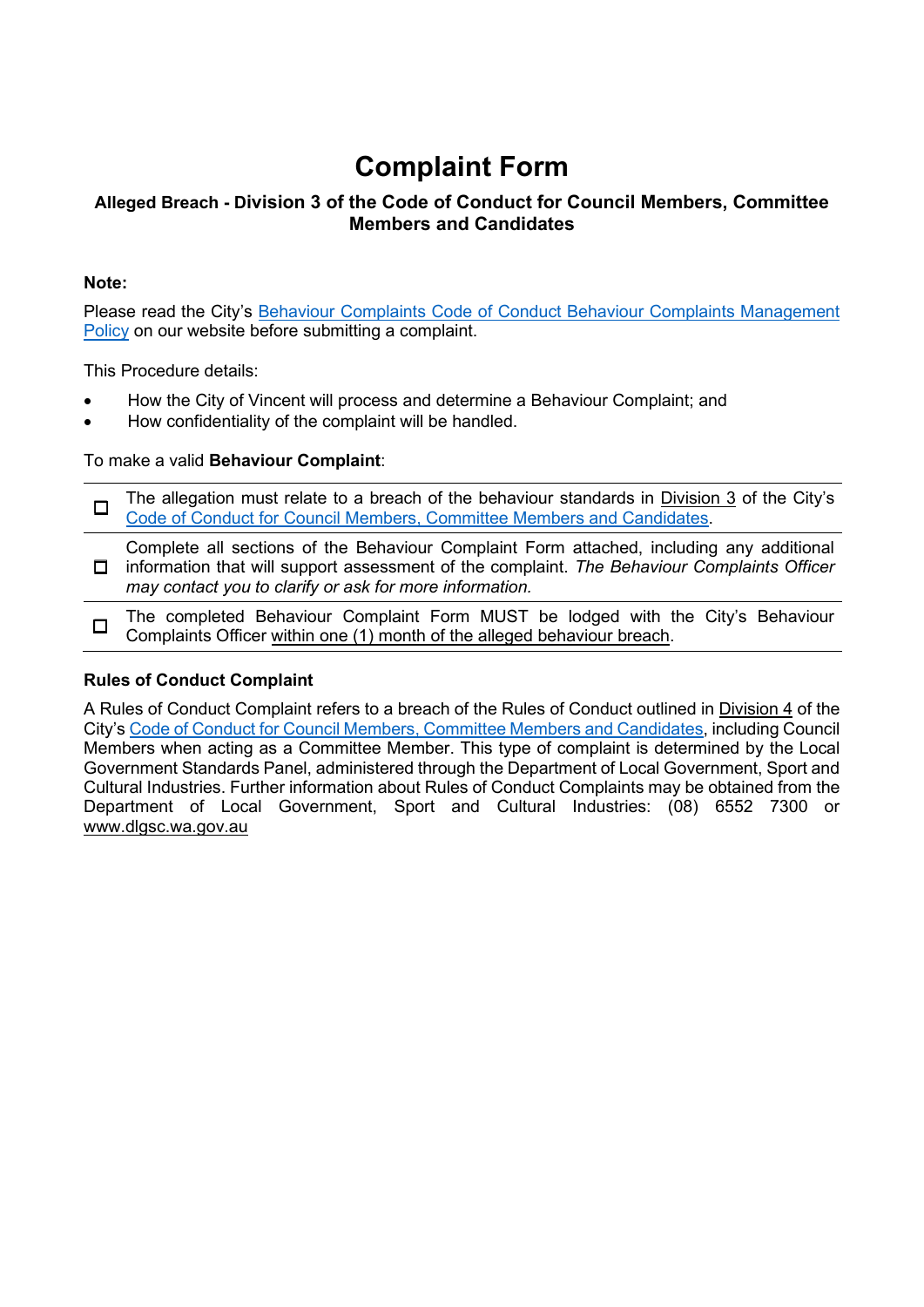# Complaint Form

## Alleged Breach - Division 3 of the Code of Conduct for Council Members, Committee Members and Candidates

**Note:**

Please read the City's Behaviour Complaints Code of Conduct Behaviour Complaints Management Policy on our website before submitting a complaint.

This Procedure details:

- How the City of Vincent will process and determine a Behaviour Complaint; and
- How confidentiality of the complaint will be handled.

To make a valid **Behaviour Complaint**:

- ☐ The allegation must relate to a breach of the behaviour standards in Division 3 of the City's Code of Conduct for Council Members, Committee Members and Candidates.
- ☐ Complete all sections of the Behaviour Complaint Form attached, including any additional information that will support assessment of the complaint. *The Behaviour Complaints Officer may contact you to clarify or ask for more information.*
- ☐ The completed Behaviour Complaint Form MUST be lodged with the City's Behaviour Complaints Officer within one (1) month of the alleged behaviour breach.

**Rules of Conduct Complaint**

A Rules of Conduct Complaint refers to a breach of the Rules of Conduct outlined in Division 4 of the City's Code of Conduct for Council Members, Committee Members and Candidates, including Council Members when acting as a Committee Member. This type of complaint is determined by the Local Government Standards Panel, administered through the Department of Local Government, Sport and Cultural Industries. Further information about Rules of Conduct Complaints may be obtained from the Department of Local Government, Sport and Cultural Industries: (08) 6552 7300 or www.dlgsc.wa.gov.au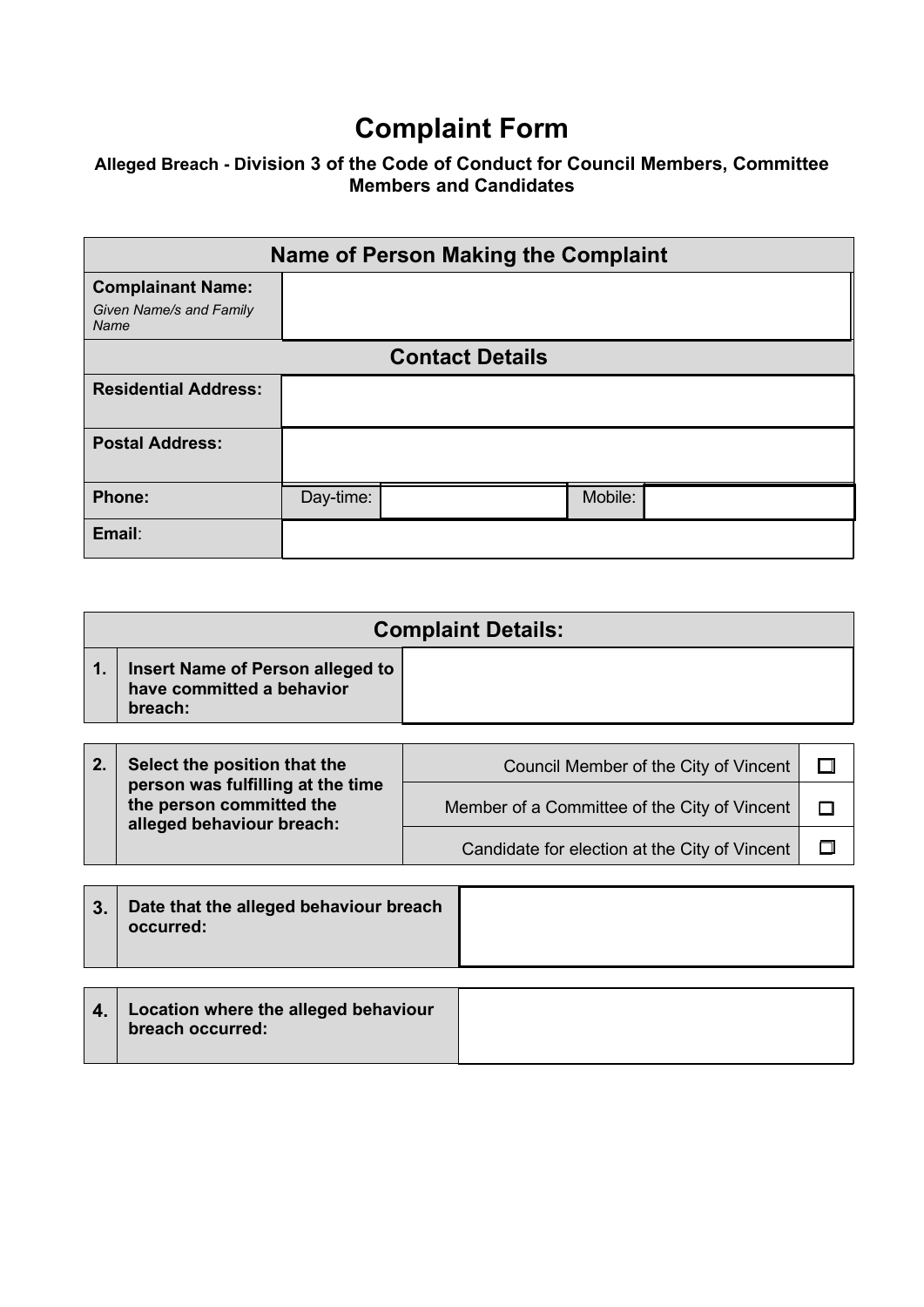# Complaint Form

**Alleged Breach - Division 3 of the Code of Conduct for Council Members, Committee Members and Candidates**

| Name of Person Making the Complaint | | | | |
|---|---|---|---|---|
| **Complainant Name:** *Given Name/s and Family Name* | | | | |
| **Contact Details** | | | | |
| **Residential Address:** | | | | |
| **Postal Address:** | | | | |
| **Phone:** | Day-time: | | Mobile: | |
| **Email**: | | | | |

| Complaint Details: | | | |
|---|---|---|---|
| **1.** | **Insert Name of Person alleged to have committed a behavior breach:** | | |
| **2.** | **Select the position that the person was fulfilling at the time the person committed the alleged behaviour breach:** | Council Member of the City of Vincent | ☐ |
| | | Member of a Committee of the City of Vincent | ☐ |
| | | Candidate for election at the City of Vincent | ☐ |
| **3.** | **Date that the alleged behaviour breach occurred:** | | |
| **4.** | **Location where the alleged behaviour breach occurred:** | | |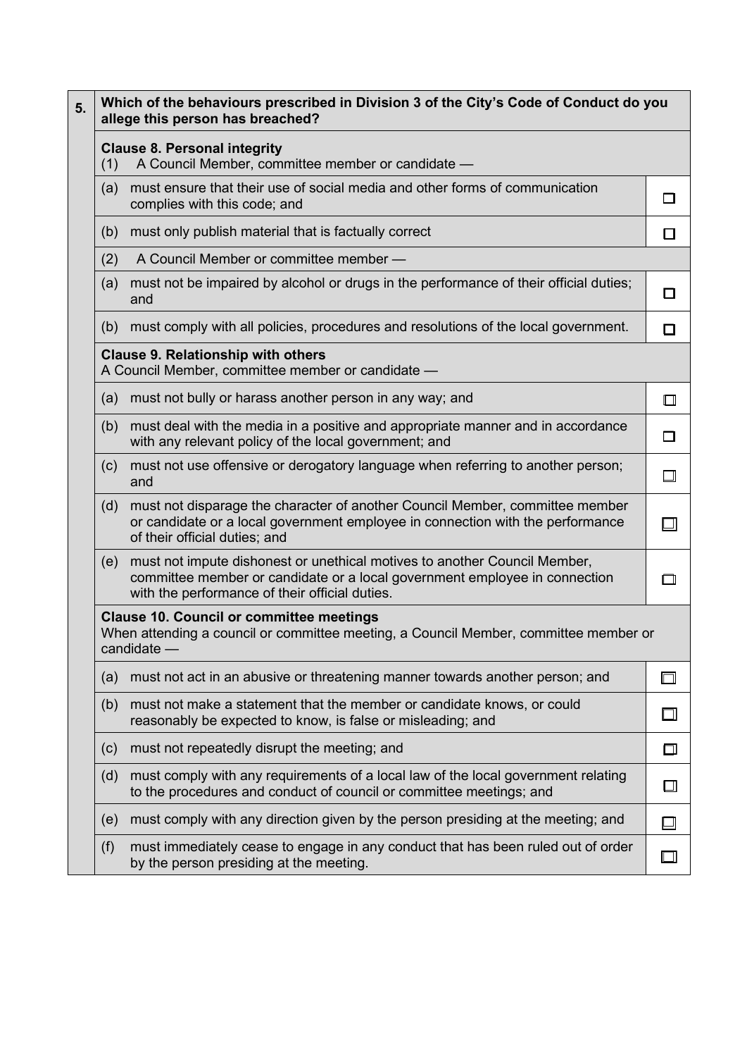| 5. | Which of the behaviours prescribed in Division 3 of the City's Code of Conduct do you allege this person has breached? | |
|---|---|---|
| | **Clause 8. Personal integrity** (1) A Council Member, committee member or candidate — | |
| | (a) must ensure that their use of social media and other forms of communication complies with this code; and | ☐ |
| | (b) must only publish material that is factually correct | ☐ |
| | (2) A Council Member or committee member — | |
| | (a) must not be impaired by alcohol or drugs in the performance of their official duties; and | ☐ |
| | (b) must comply with all policies, procedures and resolutions of the local government. | ☐ |
| | **Clause 9. Relationship with others** A Council Member, committee member or candidate — | |
| | (a) must not bully or harass another person in any way; and | ☐ |
| | (b) must deal with the media in a positive and appropriate manner and in accordance with any relevant policy of the local government; and | ☐ |
| | (c) must not use offensive or derogatory language when referring to another person; and | ☐ |
| | (d) must not disparage the character of another Council Member, committee member or candidate or a local government employee in connection with the performance of their official duties; and | ☐ |
| | (e) must not impute dishonest or unethical motives to another Council Member, committee member or candidate or a local government employee in connection with the performance of their official duties. | ☐ |
| | **Clause 10. Council or committee meetings** When attending a council or committee meeting, a Council Member, committee member or candidate — | |
| | (a) must not act in an abusive or threatening manner towards another person; and | ☐ |
| | (b) must not make a statement that the member or candidate knows, or could reasonably be expected to know, is false or misleading; and | ☐ |
| | (c) must not repeatedly disrupt the meeting; and | ☐ |
| | (d) must comply with any requirements of a local law of the local government relating to the procedures and conduct of council or committee meetings; and | ☐ |
| | (e) must comply with any direction given by the person presiding at the meeting; and | ☐ |
| | (f) must immediately cease to engage in any conduct that has been ruled out of order by the person presiding at the meeting. | ☐ |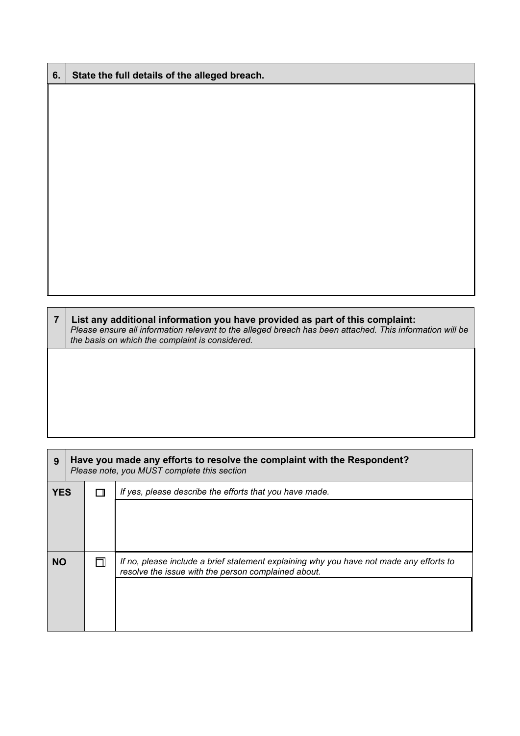| 6. | State the full details of the alleged breach. |
|---|---|
| | |

| 7 | List any additional information you have provided as part of this complaint:<br>*Please ensure all information relevant to the alleged breach has been attached. This information will be the basis on which the complaint is considered.* |
|---|---|
| | |

| 9 | Have you made any efforts to resolve the complaint with the Respondent?<br>*Please note, you MUST complete this section* | |
|---|---|---|
| **YES** | ☐ | *If yes, please describe the efforts that you have made.* |
| | | |
| **NO** | ☐ | *If no, please include a brief statement explaining why you have not made any efforts to resolve the issue with the person complained about.* |
| | | |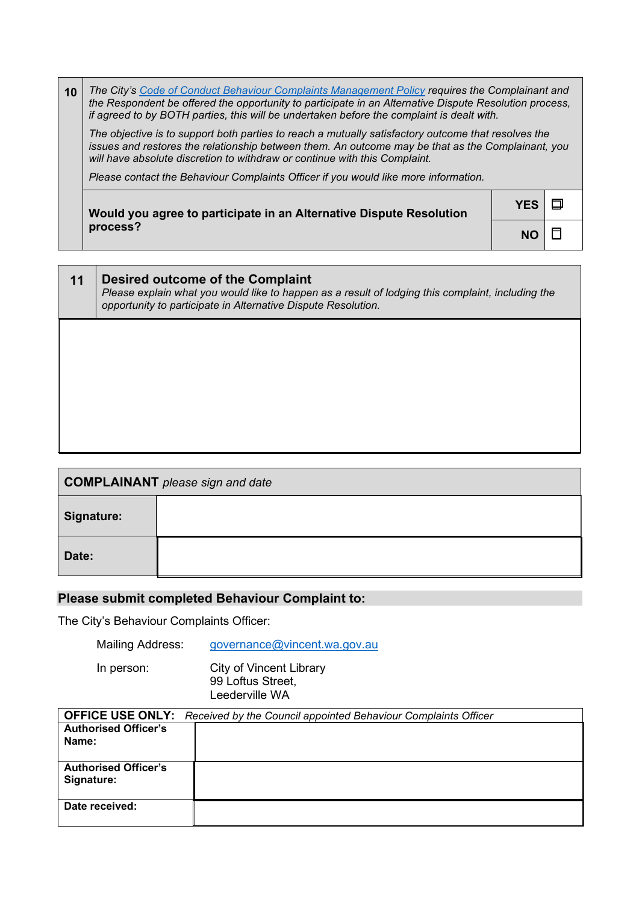| | |
|---|---|
| **10** | *The City's Code of Conduct Behaviour Complaints Management Policy requires the Complainant and the Respondent be offered the opportunity to participate in an Alternative Dispute Resolution process, if agreed to by BOTH parties, this will be undertaken before the complaint is dealt with.*<br><br>*The objective is to support both parties to reach a mutually satisfactory outcome that resolves the issues and restores the relationship between them. An outcome may be that as the Complainant, you will have absolute discretion to withdraw or continue with this Complaint.*<br><br>*Please contact the Behaviour Complaints Officer if you would like more information.* |

| | | |
|---|---|---|
| **Would you agree to participate in an Alternative Dispute Resolution process?** | **YES** | ☐ |
| | **NO** | ☐ |

| | |
|---|---|
| **11** | **Desired outcome of the Complaint**<br>*Please explain what you would like to happen as a result of lodging this complaint, including the opportunity to participate in Alternative Dispute Resolution.* |
| | |

| **COMPLAINANT** *please sign and date* | |
|---|---|
| **Signature:** | |
| **Date:** | |

**Please submit completed Behaviour Complaint to:**

The City's Behaviour Complaints Officer:

Mailing Address: governance@vincent.wa.gov.au

In person: City of Vincent Library
99 Loftus Street,
Leederville WA

| **OFFICE USE ONLY:** *Received by the Council appointed Behaviour Complaints Officer* | |
|---|---|
| **Authorised Officer's Name:** | |
| **Authorised Officer's Signature:** | |
| **Date received:** | |